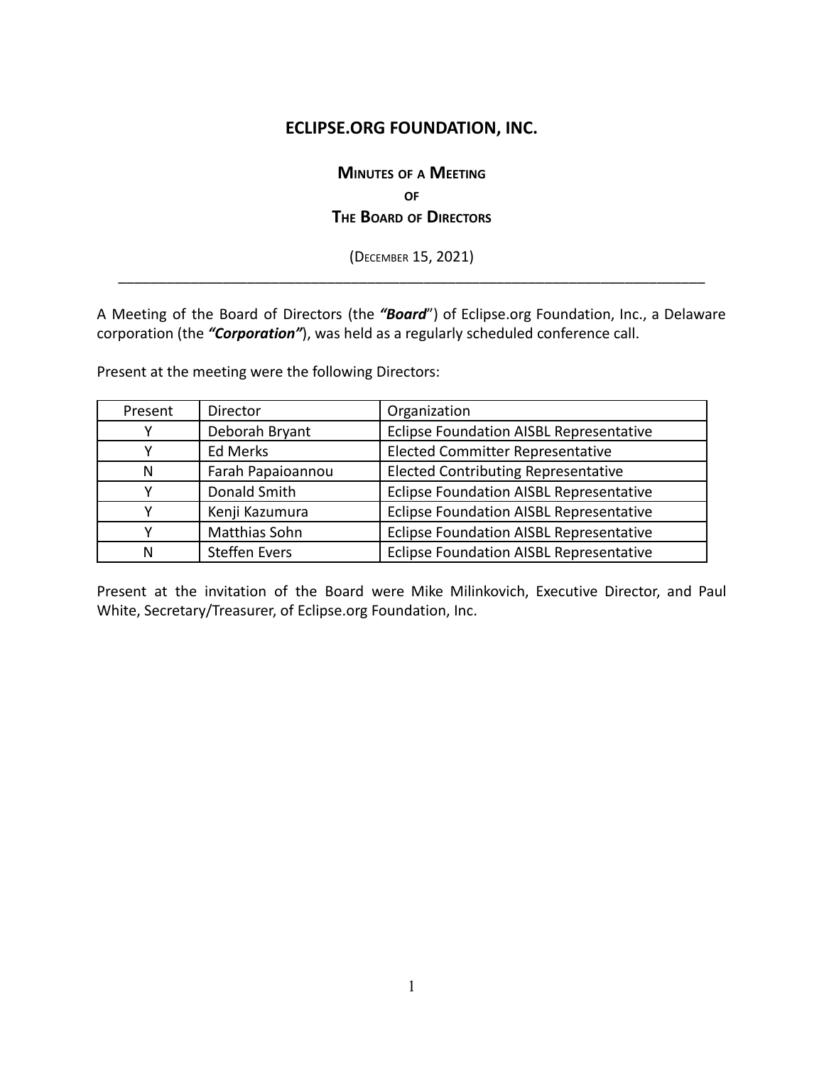# ECLIPSE.ORG FOUNDATION, INC.

## MINUTES OF A MEETING
## OF
## THE BOARD OF DIRECTORS

(DECEMBER 15, 2021)

---

A Meeting of the Board of Directors (the ***"Board"***) of Eclipse.org Foundation, Inc., a Delaware corporation (the ***"Corporation"***), was held as a regularly scheduled conference call.

Present at the meeting were the following Directors:

| Present | Director | Organization |
|---|---|---|
| Y | Deborah Bryant | Eclipse Foundation AISBL Representative |
| Y | Ed Merks | Elected Committer Representative |
| N | Farah Papaioannou | Elected Contributing Representative |
| Y | Donald Smith | Eclipse Foundation AISBL Representative |
| Y | Kenji Kazumura | Eclipse Foundation AISBL Representative |
| Y | Matthias Sohn | Eclipse Foundation AISBL Representative |
| N | Steffen Evers | Eclipse Foundation AISBL Representative |

Present at the invitation of the Board were Mike Milinkovich, Executive Director, and Paul White, Secretary/Treasurer, of Eclipse.org Foundation, Inc.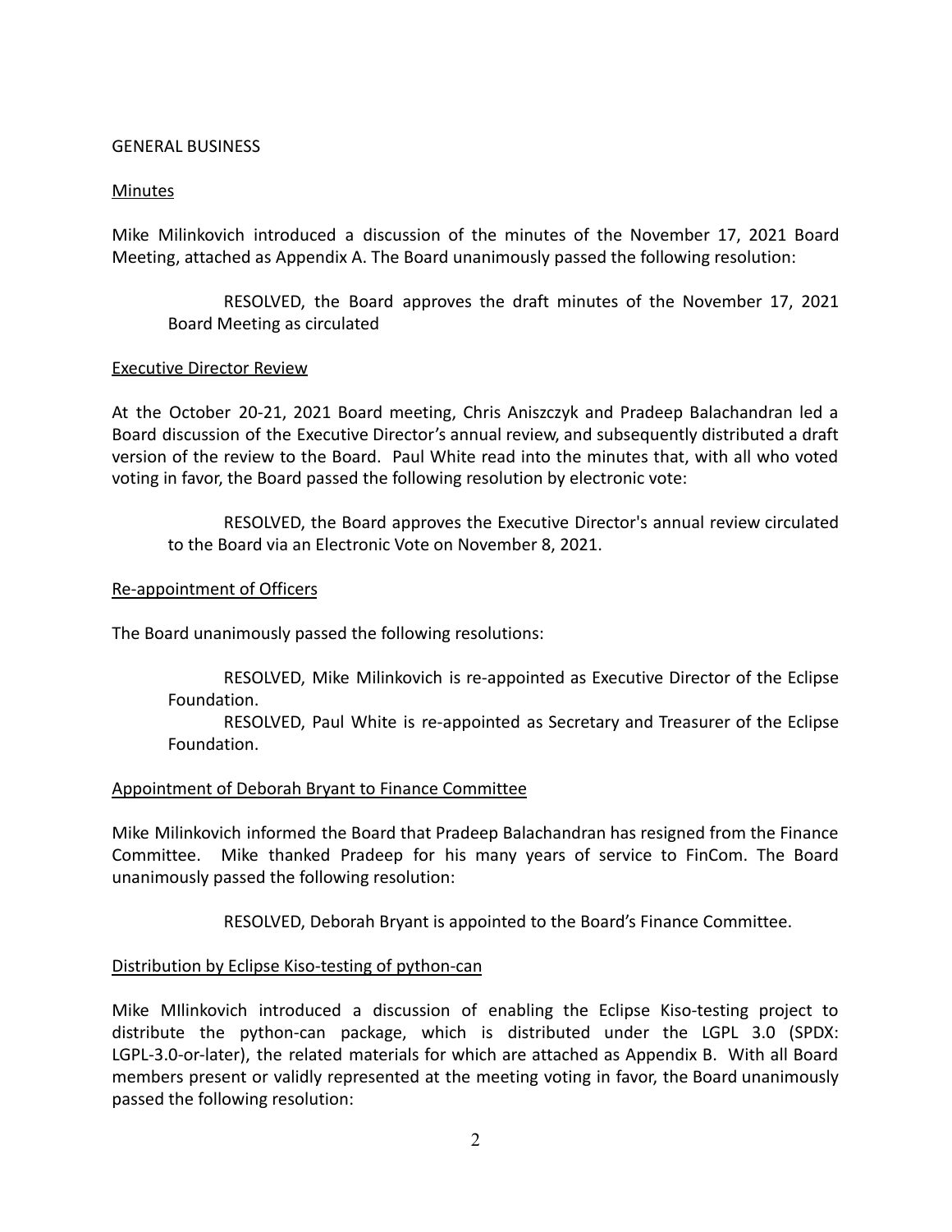GENERAL BUSINESS

<u>Minutes</u>

Mike Milinkovich introduced a discussion of the minutes of the November 17, 2021 Board Meeting, attached as Appendix A. The Board unanimously passed the following resolution:

> RESOLVED, the Board approves the draft minutes of the November 17, 2021 Board Meeting as circulated

<u>Executive Director Review</u>

At the October 20-21, 2021 Board meeting, Chris Aniszczyk and Pradeep Balachandran led a Board discussion of the Executive Director's annual review, and subsequently distributed a draft version of the review to the Board. Paul White read into the minutes that, with all who voted voting in favor, the Board passed the following resolution by electronic vote:

> RESOLVED, the Board approves the Executive Director's annual review circulated to the Board via an Electronic Vote on November 8, 2021.

<u>Re-appointment of Officers</u>

The Board unanimously passed the following resolutions:

> RESOLVED, Mike Milinkovich is re-appointed as Executive Director of the Eclipse Foundation.
>
> RESOLVED, Paul White is re-appointed as Secretary and Treasurer of the Eclipse Foundation.

<u>Appointment of Deborah Bryant to Finance Committee</u>

Mike Milinkovich informed the Board that Pradeep Balachandran has resigned from the Finance Committee. Mike thanked Pradeep for his many years of service to FinCom. The Board unanimously passed the following resolution:

> RESOLVED, Deborah Bryant is appointed to the Board's Finance Committee.

<u>Distribution by Eclipse Kiso-testing of python-can</u>

Mike MIlinkovich introduced a discussion of enabling the Eclipse Kiso-testing project to distribute the python-can package, which is distributed under the LGPL 3.0 (SPDX: LGPL-3.0-or-later), the related materials for which are attached as Appendix B. With all Board members present or validly represented at the meeting voting in favor, the Board unanimously passed the following resolution: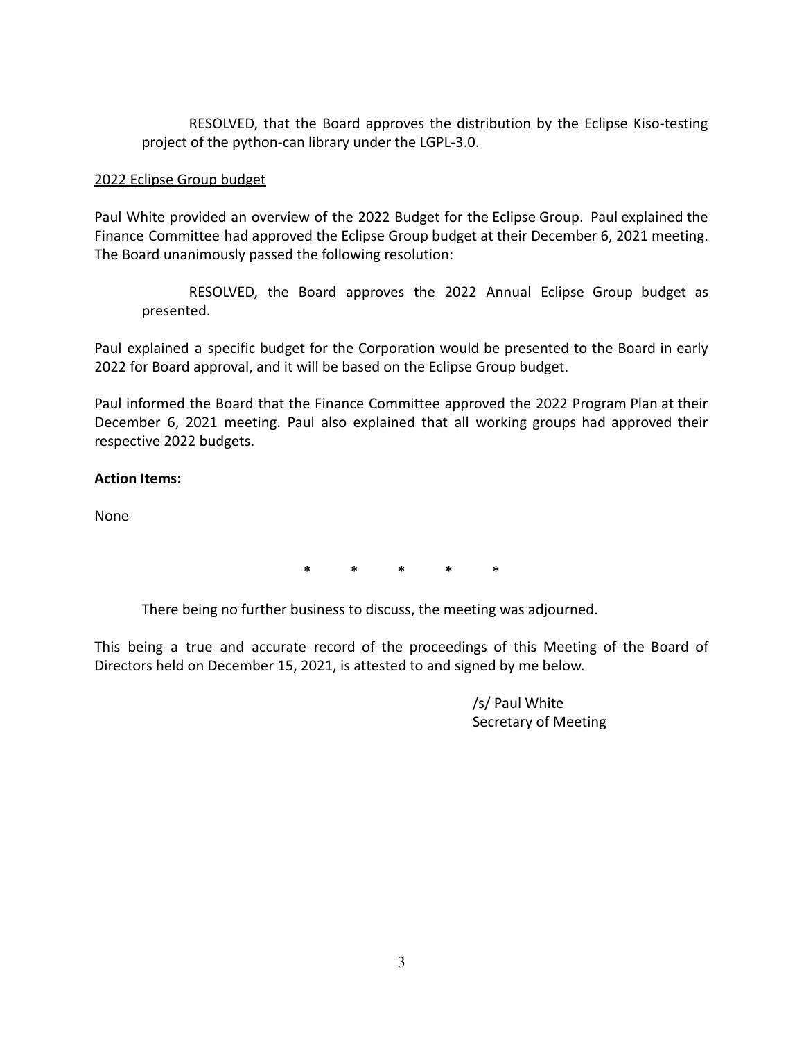RESOLVED, that the Board approves the distribution by the Eclipse Kiso-testing project of the python-can library under the LGPL-3.0.

2022 Eclipse Group budget

Paul White provided an overview of the 2022 Budget for the Eclipse Group. Paul explained the Finance Committee had approved the Eclipse Group budget at their December 6, 2021 meeting. The Board unanimously passed the following resolution:

RESOLVED, the Board approves the 2022 Annual Eclipse Group budget as presented.

Paul explained a specific budget for the Corporation would be presented to the Board in early 2022 for Board approval, and it will be based on the Eclipse Group budget.

Paul informed the Board that the Finance Committee approved the 2022 Program Plan at their December 6, 2021 meeting. Paul also explained that all working groups had approved their respective 2022 budgets.

**Action Items:**

None

\* \* \* \* \*

There being no further business to discuss, the meeting was adjourned.

This being a true and accurate record of the proceedings of this Meeting of the Board of Directors held on December 15, 2021, is attested to and signed by me below.

/s/ Paul White
Secretary of Meeting